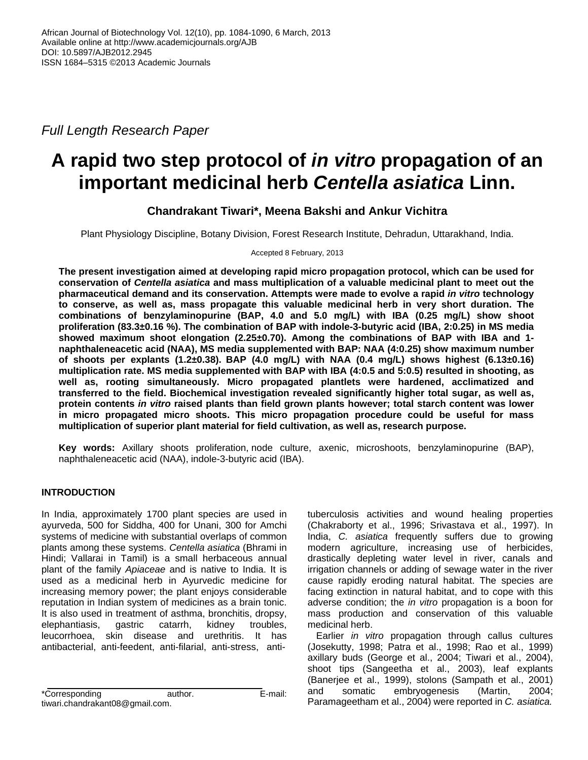*Full Length Research Paper*

# A rapid two step protocol of *in vitro* propagation of an important medicinal herb *Centella asiatica* Linn.

**Chandrakant Tiwari\*, Meena Bakshi and Ankur Vichitra**

Plant Physiology Discipline, Botany Division, Forest Research Institute, Dehradun, Uttarakhand, India.

Accepted 8 February, 2013

**The present investigation aimed at developing rapid micro propagation protocol, which can be used for conservation of *Centella asiatica* and mass multiplication of a valuable medicinal plant to meet out the pharmaceutical demand and its conservation. Attempts were made to evolve a rapid *in vitro* technology to conserve, as well as, mass propagate this valuable medicinal herb in very short duration. The combinations of benzylaminopurine (BAP, 4.0 and 5.0 mg/L) with IBA (0.25 mg/L) show shoot proliferation (83.3±0.16 %). The combination of BAP with indole-3-butyric acid (IBA, 2:0.25) in MS media showed maximum shoot elongation (2.25±0.70). Among the combinations of BAP with IBA and 1-naphthaleneacetic acid (NAA), MS media supplemented with BAP: NAA (4:0.25) show maximum number of shoots per explants (1.2±0.38). BAP (4.0 mg/L) with NAA (0.4 mg/L) shows highest (6.13±0.16) multiplication rate. MS media supplemented with BAP with IBA (4:0.5 and 5:0.5) resulted in shooting, as well as, rooting simultaneously. Micro propagated plantlets were hardened, acclimatized and transferred to the field. Biochemical investigation revealed significantly higher total sugar, as well as, protein contents *in vitro* raised plants than field grown plants however; total starch content was lower in micro propagated micro shoots. This micro propagation procedure could be useful for mass multiplication of superior plant material for field cultivation, as well as, research purpose.**

**Key words:** Axillary shoots proliferation, node culture, axenic, microshoots, benzylaminopurine (BAP), naphthaleneacetic acid (NAA), indole-3-butyric acid (IBA).

## INTRODUCTION

In India, approximately 1700 plant species are used in ayurveda, 500 for Siddha, 400 for Unani, 300 for Amchi systems of medicine with substantial overlaps of common plants among these systems. *Centella asiatica* (Bhrami in Hindi; Vallarai in Tamil) is a small herbaceous annual plant of the family *Apiaceae* and is native to India. It is used as a medicinal herb in Ayurvedic medicine for increasing memory power; the plant enjoys considerable reputation in Indian system of medicines as a brain tonic. It is also used in treatment of asthma, bronchitis, dropsy, elephantiasis, gastric catarrh, kidney troubles, leucorrhoea, skin disease and urethritis. It has antibacterial, anti-feedent, anti-filarial, anti-stress, anti-tuberculosis activities and wound healing properties (Chakraborty et al., 1996; Srivastava et al., 1997). In India, *C. asiatica* frequently suffers due to growing modern agriculture, increasing use of herbicides, drastically depleting water level in river, canals and irrigation channels or adding of sewage water in the river cause rapidly eroding natural habitat. The species are facing extinction in natural habitat, and to cope with this adverse condition; the *in vitro* propagation is a boon for mass production and conservation of this valuable medicinal herb.

Earlier *in vitro* propagation through callus cultures (Josekutty, 1998; Patra et al., 1998; Rao et al., 1999) axillary buds (George et al., 2004; Tiwari et al., 2004), shoot tips (Sangeetha et al., 2003), leaf explants (Banerjee et al., 1999), stolons (Sampath et al., 2001) and somatic embryogenesis (Martin, 2004; Paramageetham et al., 2004) were reported in *C. asiatica.*

\*Corresponding author. E-mail: tiwari.chandrakant08@gmail.com.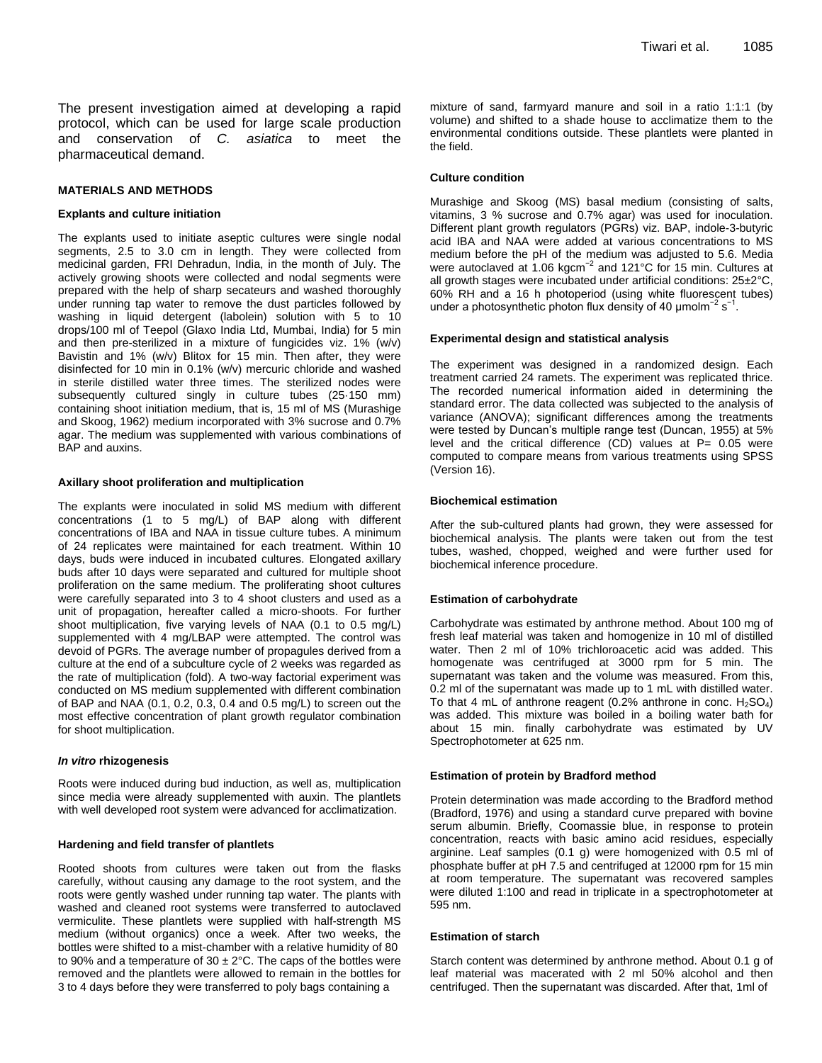The present investigation aimed at developing a rapid protocol, which can be used for large scale production and conservation of *C. asiatica* to meet the pharmaceutical demand.

## MATERIALS AND METHODS

### Explants and culture initiation

The explants used to initiate aseptic cultures were single nodal segments, 2.5 to 3.0 cm in length. They were collected from medicinal garden, FRI Dehradun, India, in the month of July. The actively growing shoots were collected and nodal segments were prepared with the help of sharp secateurs and washed thoroughly under running tap water to remove the dust particles followed by washing in liquid detergent (labolein) solution with 5 to 10 drops/100 ml of Teepol (Glaxo India Ltd, Mumbai, India) for 5 min and then pre-sterilized in a mixture of fungicides viz. 1% (w/v) Bavistin and 1% (w/v) Blitox for 15 min. Then after, they were disinfected for 10 min in 0.1% (w/v) mercuric chloride and washed in sterile distilled water three times. The sterilized nodes were subsequently cultured singly in culture tubes (25·150 mm) containing shoot initiation medium, that is, 15 ml of MS (Murashige and Skoog, 1962) medium incorporated with 3% sucrose and 0.7% agar. The medium was supplemented with various combinations of BAP and auxins.

### Axillary shoot proliferation and multiplication

The explants were inoculated in solid MS medium with different concentrations (1 to 5 mg/L) of BAP along with different concentrations of IBA and NAA in tissue culture tubes. A minimum of 24 replicates were maintained for each treatment. Within 10 days, buds were induced in incubated cultures. Elongated axillary buds after 10 days were separated and cultured for multiple shoot proliferation on the same medium. The proliferating shoot cultures were carefully separated into 3 to 4 shoot clusters and used as a unit of propagation, hereafter called a micro-shoots. For further shoot multiplication, five varying levels of NAA (0.1 to 0.5 mg/L) supplemented with 4 mg/LBAP were attempted. The control was devoid of PGRs. The average number of propagules derived from a culture at the end of a subculture cycle of 2 weeks was regarded as the rate of multiplication (fold). A two-way factorial experiment was conducted on MS medium supplemented with different combination of BAP and NAA (0.1, 0.2, 0.3, 0.4 and 0.5 mg/L) to screen out the most effective concentration of plant growth regulator combination for shoot multiplication.

### *In vitro* rhizogenesis

Roots were induced during bud induction, as well as, multiplication since media were already supplemented with auxin. The plantlets with well developed root system were advanced for acclimatization.

### Hardening and field transfer of plantlets

Rooted shoots from cultures were taken out from the flasks carefully, without causing any damage to the root system, and the roots were gently washed under running tap water. The plants with washed and cleaned root systems were transferred to autoclaved vermiculite. These plantlets were supplied with half-strength MS medium (without organics) once a week. After two weeks, the bottles were shifted to a mist-chamber with a relative humidity of 80 to 90% and a temperature of 30 ± 2°C. The caps of the bottles were removed and the plantlets were allowed to remain in the bottles for 3 to 4 days before they were transferred to poly bags containing a mixture of sand, farmyard manure and soil in a ratio 1:1:1 (by volume) and shifted to a shade house to acclimatize them to the environmental conditions outside. These plantlets were planted in the field.

### Culture condition

Murashige and Skoog (MS) basal medium (consisting of salts, vitamins, 3 % sucrose and 0.7% agar) was used for inoculation. Different plant growth regulators (PGRs) viz. BAP, indole-3-butyric acid IBA and NAA were added at various concentrations to MS medium before the pH of the medium was adjusted to 5.6. Media were autoclaved at 1.06 kgcm$^{-2}$ and 121°C for 15 min. Cultures at all growth stages were incubated under artificial conditions: 25±2°C, 60% RH and a 16 h photoperiod (using white fluorescent tubes) under a photosynthetic photon flux density of 40 µmolm$^{-2}$ s$^{-1}$.

### Experimental design and statistical analysis

The experiment was designed in a randomized design. Each treatment carried 24 ramets. The experiment was replicated thrice. The recorded numerical information aided in determining the standard error. The data collected was subjected to the analysis of variance (ANOVA); significant differences among the treatments were tested by Duncan's multiple range test (Duncan, 1955) at 5% level and the critical difference (CD) values at P= 0.05 were computed to compare means from various treatments using SPSS (Version 16).

### Biochemical estimation

After the sub-cultured plants had grown, they were assessed for biochemical analysis. The plants were taken out from the test tubes, washed, chopped, weighed and were further used for biochemical inference procedure.

### Estimation of carbohydrate

Carbohydrate was estimated by anthrone method. About 100 mg of fresh leaf material was taken and homogenize in 10 ml of distilled water. Then 2 ml of 10% trichloroacetic acid was added. This homogenate was centrifuged at 3000 rpm for 5 min. The supernatant was taken and the volume was measured. From this, 0.2 ml of the supernatant was made up to 1 mL with distilled water. To that 4 mL of anthrone reagent (0.2% anthrone in conc. $H_2SO_4$) was added. This mixture was boiled in a boiling water bath for about 15 min. finally carbohydrate was estimated by UV Spectrophotometer at 625 nm.

### Estimation of protein by Bradford method

Protein determination was made according to the Bradford method (Bradford, 1976) and using a standard curve prepared with bovine serum albumin. Briefly, Coomassie blue, in response to protein concentration, reacts with basic amino acid residues, especially arginine. Leaf samples (0.1 g) were homogenized with 0.5 ml of phosphate buffer at pH 7.5 and centrifuged at 12000 rpm for 15 min at room temperature. The supernatant was recovered samples were diluted 1:100 and read in triplicate in a spectrophotometer at 595 nm.

### Estimation of starch

Starch content was determined by anthrone method. About 0.1 g of leaf material was macerated with 2 ml 50% alcohol and then centrifuged. Then the supernatant was discarded. After that, 1ml of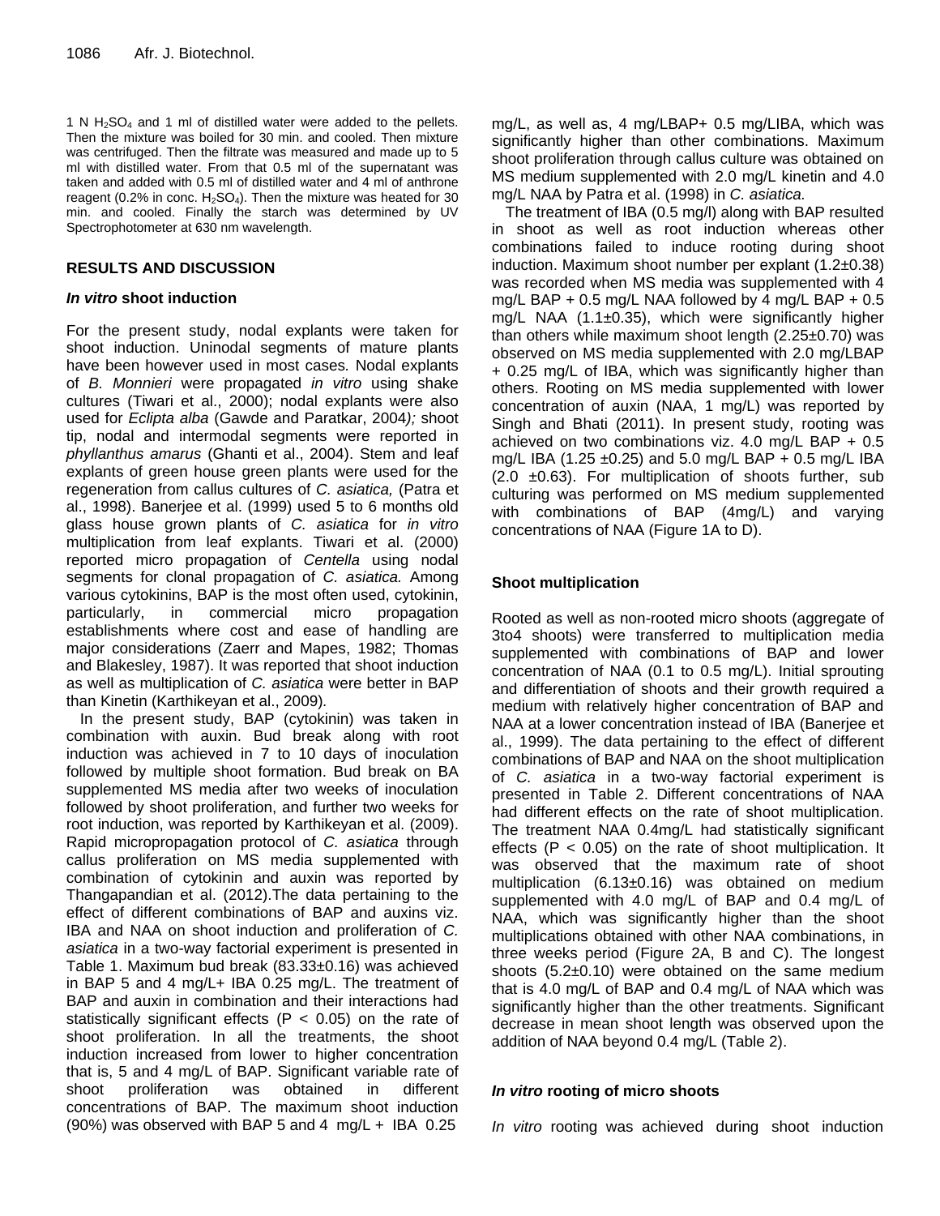1 N $H_2SO_4$ and 1 ml of distilled water were added to the pellets. Then the mixture was boiled for 30 min. and cooled. Then mixture was centrifuged. Then the filtrate was measured and made up to 5 ml with distilled water. From that 0.5 ml of the supernatant was taken and added with 0.5 ml of distilled water and 4 ml of anthrone reagent (0.2% in conc. $H_2SO_4$). Then the mixture was heated for 30 min. and cooled. Finally the starch was determined by UV Spectrophotometer at 630 nm wavelength.

## RESULTS AND DISCUSSION

### *In vitro* shoot induction

For the present study, nodal explants were taken for shoot induction. Uninodal segments of mature plants have been however used in most cases. Nodal explants of *B. Monnieri* were propagated *in vitro* using shake cultures (Tiwari et al., 2000); nodal explants were also used for *Eclipta alba* (Gawde and Paratkar, 2004*);* shoot tip, nodal and internodal segments were reported in *phyllanthus amarus* (Ghanti et al., 2004). Stem and leaf explants of green house green plants were used for the regeneration from callus cultures of *C. asiatica,* (Patra et al., 1998). Banerjee et al. (1999) used 5 to 6 months old glass house grown plants of *C. asiatica* for *in vitro* multiplication from leaf explants. Tiwari et al. (2000) reported micro propagation of *Centella* using nodal segments for clonal propagation of *C. asiatica.* Among various cytokinins, BAP is the most often used, cytokinin, particularly, in commercial micro propagation establishments where cost and ease of handling are major considerations (Zaerr and Mapes, 1982; Thomas and Blakesley, 1987). It was reported that shoot induction as well as multiplication of *C. asiatica* were better in BAP than Kinetin (Karthikeyan et al., 2009).

In the present study, BAP (cytokinin) was taken in combination with auxin. Bud break along with root induction was achieved in 7 to 10 days of inoculation followed by multiple shoot formation. Bud break on BA supplemented MS media after two weeks of inoculation followed by shoot proliferation, and further two weeks for root induction, was reported by Karthikeyan et al. (2009). Rapid micropropagation protocol of *C. asiatica* through callus proliferation on MS media supplemented with combination of cytokinin and auxin was reported by Thangapandian et al. (2012).The data pertaining to the effect of different combinations of BAP and auxins viz. IBA and NAA on shoot induction and proliferation of *C. asiatica* in a two-way factorial experiment is presented in Table 1. Maximum bud break (83.33±0.16) was achieved in BAP 5 and 4 mg/L+ IBA 0.25 mg/L. The treatment of BAP and auxin in combination and their interactions had statistically significant effects ($P < 0.05$) on the rate of shoot proliferation. In all the treatments, the shoot induction increased from lower to higher concentration that is, 5 and 4 mg/L of BAP. Significant variable rate of shoot proliferation was obtained in different concentrations of BAP. The maximum shoot induction (90%) was observed with BAP 5 and 4 mg/L + IBA 0.25 mg/L, as well as, 4 mg/LBAP+ 0.5 mg/LIBA, which was significantly higher than other combinations. Maximum shoot proliferation through callus culture was obtained on MS medium supplemented with 2.0 mg/L kinetin and 4.0 mg/L NAA by Patra et al. (1998) in *C. asiatica.*

The treatment of IBA (0.5 mg/l) along with BAP resulted in shoot as well as root induction whereas other combinations failed to induce rooting during shoot induction. Maximum shoot number per explant (1.2±0.38) was recorded when MS media was supplemented with 4 mg/L BAP + 0.5 mg/L NAA followed by 4 mg/L BAP + 0.5 mg/L NAA (1.1±0.35), which were significantly higher than others while maximum shoot length (2.25±0.70) was observed on MS media supplemented with 2.0 mg/LBAP + 0.25 mg/L of IBA, which was significantly higher than others. Rooting on MS media supplemented with lower concentration of auxin (NAA, 1 mg/L) was reported by Singh and Bhati (2011). In present study, rooting was achieved on two combinations viz. 4.0 mg/L BAP + 0.5 mg/L IBA (1.25 ±0.25) and 5.0 mg/L BAP + 0.5 mg/L IBA (2.0 ±0.63). For multiplication of shoots further, sub culturing was performed on MS medium supplemented with combinations of BAP (4mg/L) and varying concentrations of NAA (Figure 1A to D).

### Shoot multiplication

Rooted as well as non-rooted micro shoots (aggregate of 3to4 shoots) were transferred to multiplication media supplemented with combinations of BAP and lower concentration of NAA (0.1 to 0.5 mg/L). Initial sprouting and differentiation of shoots and their growth required a medium with relatively higher concentration of BAP and NAA at a lower concentration instead of IBA (Banerjee et al., 1999). The data pertaining to the effect of different combinations of BAP and NAA on the shoot multiplication of *C. asiatica* in a two-way factorial experiment is presented in Table 2. Different concentrations of NAA had different effects on the rate of shoot multiplication. The treatment NAA 0.4mg/L had statistically significant effects ($P < 0.05$) on the rate of shoot multiplication. It was observed that the maximum rate of shoot multiplication (6.13±0.16) was obtained on medium supplemented with 4.0 mg/L of BAP and 0.4 mg/L of NAA, which was significantly higher than the shoot multiplications obtained with other NAA combinations, in three weeks period (Figure 2A, B and C). The longest shoots (5.2±0.10) were obtained on the same medium that is 4.0 mg/L of BAP and 0.4 mg/L of NAA which was significantly higher than the other treatments. Significant decrease in mean shoot length was observed upon the addition of NAA beyond 0.4 mg/L (Table 2).

### *In vitro* rooting of micro shoots

*In vitro* rooting was achieved during shoot induction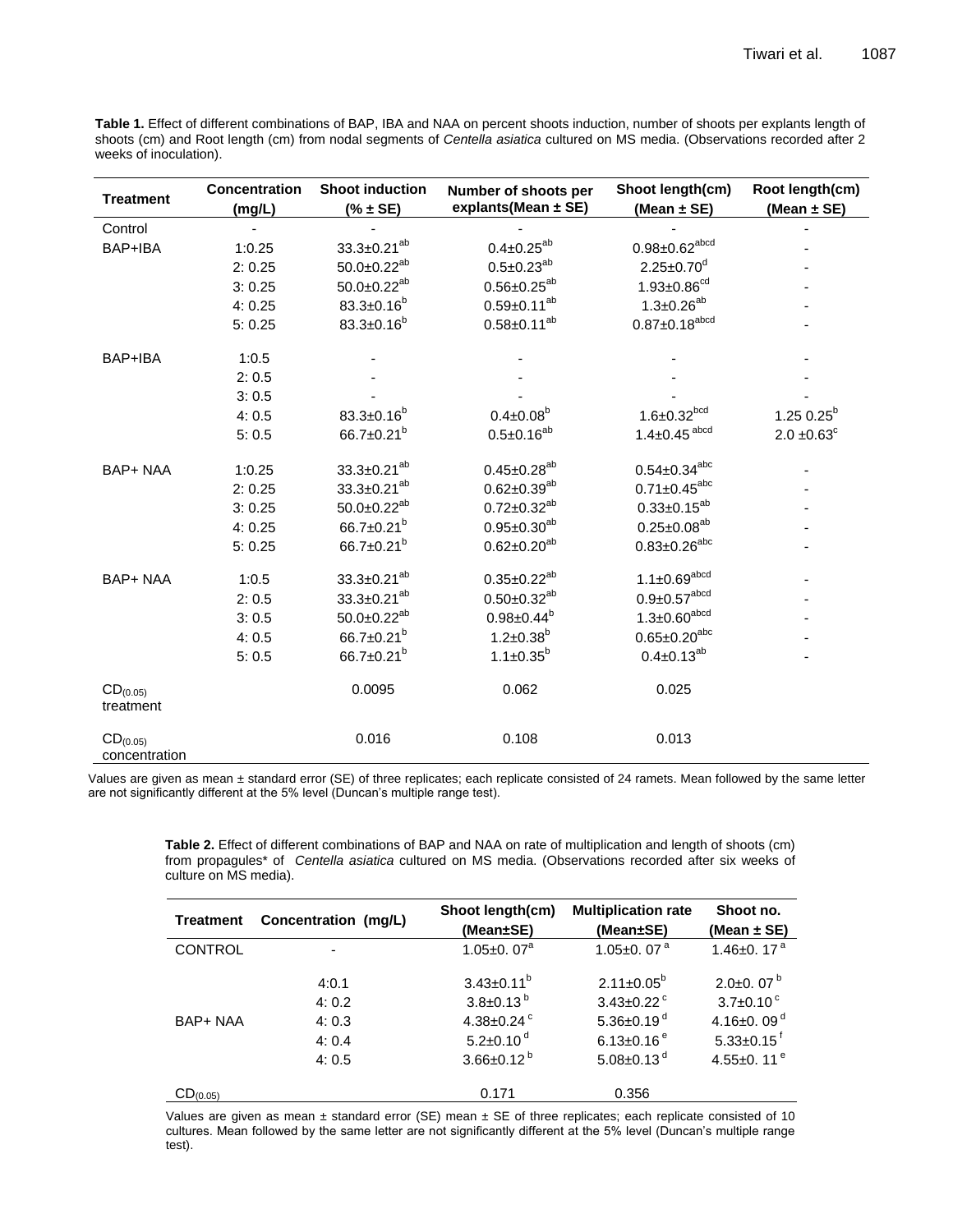**Table 1.** Effect of different combinations of BAP, IBA and NAA on percent shoots induction, number of shoots per explants length of shoots (cm) and Root length (cm) from nodal segments of *Centella asiatica* cultured on MS media. (Observations recorded after 2 weeks of inoculation).

| Treatment | Concentration (mg/L) | Shoot induction (% ± SE) | Number of shoots per explants(Mean ± SE) | Shoot length(cm) (Mean ± SE) | Root length(cm) (Mean ± SE) |
|---|---|---|---|---|---|
| Control | - | - | - | - | - |
| BAP+IBA | 1:0.25 | $33.3{\pm}0.21^{ab}$ | $0.4{\pm}0.25^{ab}$ | $0.98{\pm}0.62^{abcd}$ | - |
| | 2: 0.25 | $50.0{\pm}0.22^{ab}$ | $0.5{\pm}0.23^{ab}$ | $2.25{\pm}0.70^{d}$ | - |
| | 3: 0.25 | $50.0{\pm}0.22^{ab}$ | $0.56{\pm}0.25^{ab}$ | $1.93{\pm}0.86^{cd}$ | - |
| | 4: 0.25 | $83.3{\pm}0.16^{b}$ | $0.59{\pm}0.11^{ab}$ | $1.3{\pm}0.26^{ab}$ | - |
| | 5: 0.25 | $83.3{\pm}0.16^{b}$ | $0.58{\pm}0.11^{ab}$ | $0.87{\pm}0.18^{abcd}$ | - |
| BAP+IBA | 1:0.5 | - | - | - | - |
| | 2: 0.5 | - | - | - | - |
| | 3: 0.5 | - | - | - | - |
| | 4: 0.5 | $83.3{\pm}0.16^{b}$ | $0.4{\pm}0.08^{b}$ | $1.6{\pm}0.32^{bcd}$ | $1.25\ 0.25^{b}$ |
| | 5: 0.5 | $66.7{\pm}0.21^{b}$ | $0.5{\pm}0.16^{ab}$ | $1.4{\pm}0.45^{abcd}$ | $2.0\ {\pm}0.63^{c}$ |
| BAP+ NAA | 1:0.25 | $33.3{\pm}0.21^{ab}$ | $0.45{\pm}0.28^{ab}$ | $0.54{\pm}0.34^{abc}$ | - |
| | 2: 0.25 | $33.3{\pm}0.21^{ab}$ | $0.62{\pm}0.39^{ab}$ | $0.71{\pm}0.45^{abc}$ | - |
| | 3: 0.25 | $50.0{\pm}0.22^{ab}$ | $0.72{\pm}0.32^{ab}$ | $0.33{\pm}0.15^{ab}$ | - |
| | 4: 0.25 | $66.7{\pm}0.21^{b}$ | $0.95{\pm}0.30^{ab}$ | $0.25{\pm}0.08^{ab}$ | - |
| | 5: 0.25 | $66.7{\pm}0.21^{b}$ | $0.62{\pm}0.20^{ab}$ | $0.83{\pm}0.26^{abc}$ | - |
| BAP+ NAA | 1:0.5 | $33.3{\pm}0.21^{ab}$ | $0.35{\pm}0.22^{ab}$ | $1.1{\pm}0.69^{abcd}$ | - |
| | 2: 0.5 | $33.3{\pm}0.21^{ab}$ | $0.50{\pm}0.32^{ab}$ | $0.9{\pm}0.57^{abcd}$ | - |
| | 3: 0.5 | $50.0{\pm}0.22^{ab}$ | $0.98{\pm}0.44^{b}$ | $1.3{\pm}0.60^{abcd}$ | - |
| | 4: 0.5 | $66.7{\pm}0.21^{b}$ | $1.2{\pm}0.38^{b}$ | $0.65{\pm}0.20^{abc}$ | - |
| | 5: 0.5 | $66.7{\pm}0.21^{b}$ | $1.1{\pm}0.35^{b}$ | $0.4{\pm}0.13^{ab}$ | - |
| $CD_{(0.05)}$ treatment | | 0.0095 | 0.062 | 0.025 | |
| $CD_{(0.05)}$ concentration | | 0.016 | 0.108 | 0.013 | |

Values are given as mean ± standard error (SE) of three replicates; each replicate consisted of 24 ramets. Mean followed by the same letter are not significantly different at the 5% level (Duncan's multiple range test).

**Table 2.** Effect of different combinations of BAP and NAA on rate of multiplication and length of shoots (cm) from propagules* of *Centella asiatica* cultured on MS media. (Observations recorded after six weeks of culture on MS media).

| Treatment | Concentration (mg/L) | Shoot length(cm) (Mean±SE) | Multiplication rate (Mean±SE) | Shoot no. (Mean ± SE) |
|---|---|---|---|---|
| CONTROL | - | $1.05{\pm}0.07^{a}$ | $1.05{\pm}0.07^{a}$ | $1.46{\pm}0.17^{a}$ |
| BAP+ NAA | 4:0.1 | $3.43{\pm}0.11^{b}$ | $2.11{\pm}0.05^{b}$ | $2.0{\pm}0.07^{b}$ |
| | 4: 0.2 | $3.8{\pm}0.13^{b}$ | $3.43{\pm}0.22^{c}$ | $3.7{\pm}0.10^{c}$ |
| | 4: 0.3 | $4.38{\pm}0.24^{c}$ | $5.36{\pm}0.19^{d}$ | $4.16{\pm}0.09^{d}$ |
| | 4: 0.4 | $5.2{\pm}0.10^{d}$ | $6.13{\pm}0.16^{e}$ | $5.33{\pm}0.15^{f}$ |
| | 4: 0.5 | $3.66{\pm}0.12^{b}$ | $5.08{\pm}0.13^{d}$ | $4.55{\pm}0.11^{e}$ |
| $CD_{(0.05)}$ | | 0.171 | 0.356 | |

Values are given as mean ± standard error (SE) mean ± SE of three replicates; each replicate consisted of 10 cultures. Mean followed by the same letter are not significantly different at the 5% level (Duncan's multiple range test).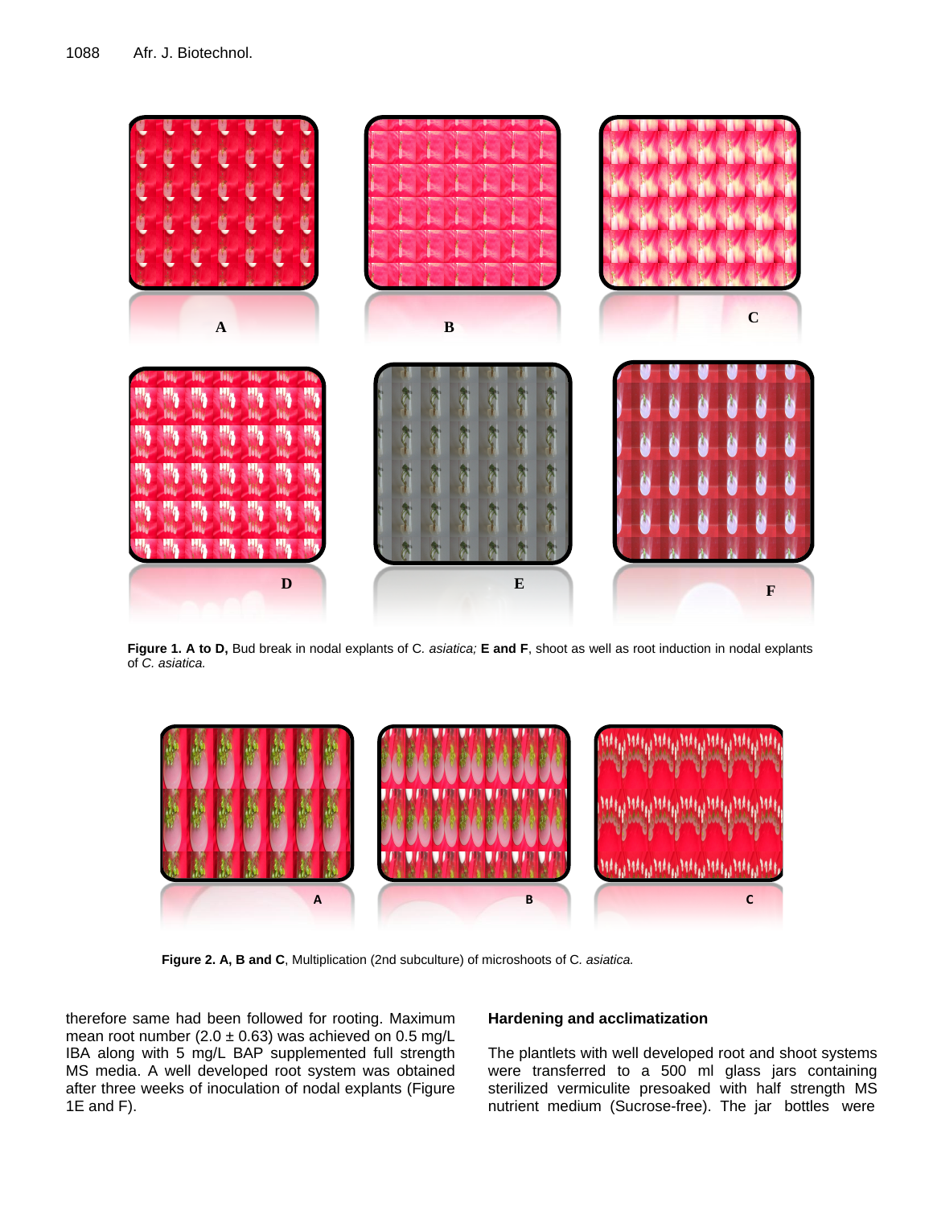Figure 1. A to D, Bud break in nodal explants of C. *asiatica;* **E and F**, shoot as well as root induction in nodal explants of *C. asiatica.*

**Figure 2. A, B and C**, Multiplication (2nd subculture) of microshoots of C. *asiatica.*

therefore same had been followed for rooting. Maximum mean root number (2.0 ± 0.63) was achieved on 0.5 mg/L IBA along with 5 mg/L BAP supplemented full strength MS media. A well developed root system was obtained after three weeks of inoculation of nodal explants (Figure 1E and F).

### Hardening and acclimatization

The plantlets with well developed root and shoot systems were transferred to a 500 ml glass jars containing sterilized vermiculite presoaked with half strength MS nutrient medium (Sucrose-free). The jar bottles were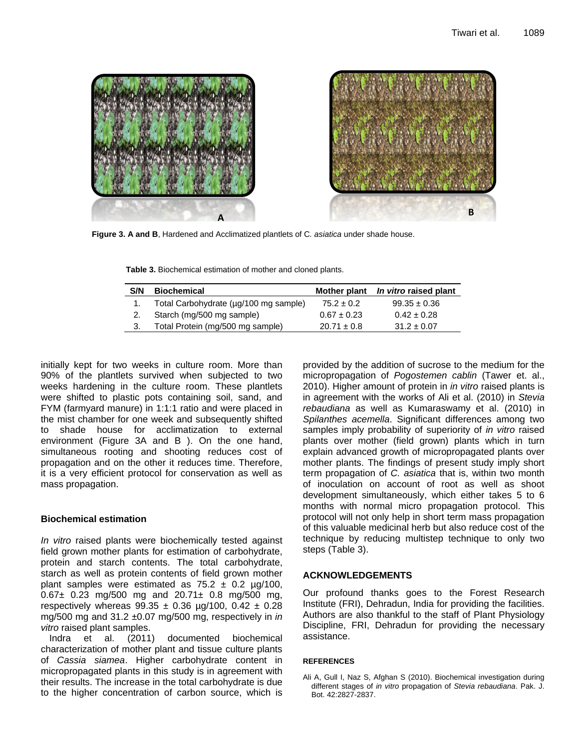Figure 3. A and B, Hardened and Acclimatized plantlets of C. *asiatica* under shade house.

**Table 3.** Biochemical estimation of mother and cloned plants.

| S/N | Biochemical | Mother plant | *In vitro* raised plant |
|---|---|---|---|
| 1. | Total Carbohydrate (µg/100 mg sample) | 75.2 ± 0.2 | 99.35 ± 0.36 |
| 2. | Starch (mg/500 mg sample) | 0.67 ± 0.23 | 0.42 ± 0.28 |
| 3. | Total Protein (mg/500 mg sample) | 20.71 ± 0.8 | 31.2 ± 0.07 |

initially kept for two weeks in culture room. More than 90% of the plantlets survived when subjected to two weeks hardening in the culture room. These plantlets were shifted to plastic pots containing soil, sand, and FYM (farmyard manure) in 1:1:1 ratio and were placed in the mist chamber for one week and subsequently shifted to shade house for acclimatization to external environment (Figure 3A and B ). On the one hand, simultaneous rooting and shooting reduces cost of propagation and on the other it reduces time. Therefore, it is a very efficient protocol for conservation as well as mass propagation.

### Biochemical estimation

*In vitro* raised plants were biochemically tested against field grown mother plants for estimation of carbohydrate, protein and starch contents. The total carbohydrate, starch as well as protein contents of field grown mother plant samples were estimated as 75.2 ± 0.2 µg/100, 0.67± 0.23 mg/500 mg and 20.71± 0.8 mg/500 mg, respectively whereas 99.35 ± 0.36 µg/100, 0.42 ± 0.28 mg/500 mg and 31.2 ±0.07 mg/500 mg, respectively in *in vitro* raised plant samples.

Indra et al. (2011) documented biochemical characterization of mother plant and tissue culture plants of *Cassia siamea*. Higher carbohydrate content in micropropagated plants in this study is in agreement with their results. The increase in the total carbohydrate is due to the higher concentration of carbon source, which is provided by the addition of sucrose to the medium for the micropropagation of *Pogostemen cablin* (Tawer et. al., 2010). Higher amount of protein in *in vitro* raised plants is in agreement with the works of Ali et al. (2010) in *Stevia rebaudiana* as well as Kumaraswamy et al. (2010) in *Spilanthes acemella*. Significant differences among two samples imply probability of superiority of *in vitro* raised plants over mother (field grown) plants which in turn explain advanced growth of micropropagated plants over mother plants. The findings of present study imply short term propagation of *C. asiatica* that is, within two month of inoculation on account of root as well as shoot development simultaneously, which either takes 5 to 6 months with normal micro propagation protocol. This protocol will not only help in short term mass propagation of this valuable medicinal herb but also reduce cost of the technique by reducing multistep technique to only two steps (Table 3).

## ACKNOWLEDGEMENTS

Our profound thanks goes to the Forest Research Institute (FRI), Dehradun, India for providing the facilities. Authors are also thankful to the staff of Plant Physiology Discipline, FRI, Dehradun for providing the necessary assistance.

## REFERENCES

Ali A, Gull I, Naz S, Afghan S (2010). Biochemical investigation during different stages of *in vitro* propagation of *Stevia rebaudiana*. Pak. J. Bot. 42:2827-2837.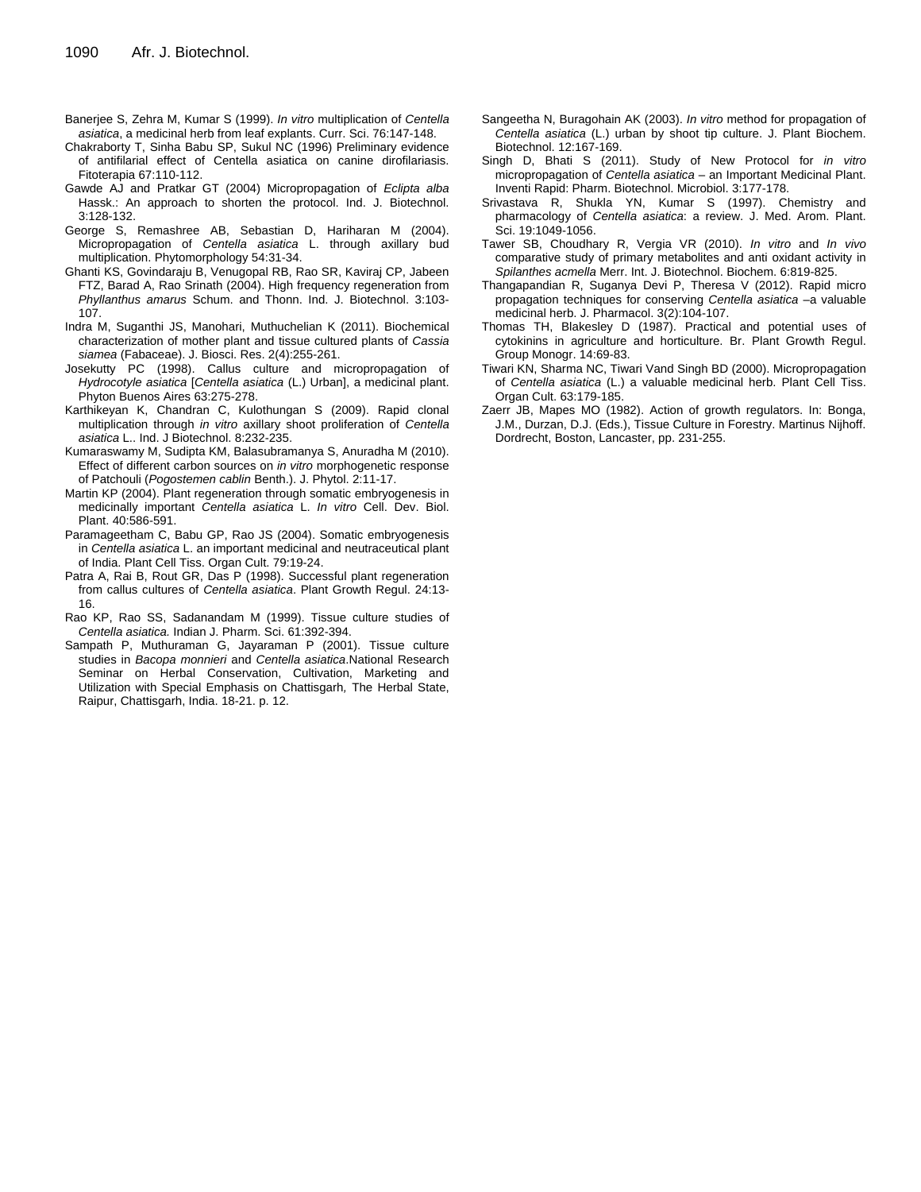Banerjee S, Zehra M, Kumar S (1999). *In vitro* multiplication of *Centella asiatica*, a medicinal herb from leaf explants. Curr. Sci. 76:147-148.

Chakraborty T, Sinha Babu SP, Sukul NC (1996) Preliminary evidence of antifilarial effect of Centella asiatica on canine dirofilariasis. Fitoterapia 67:110-112.

Gawde AJ and Pratkar GT (2004) Micropropagation of *Eclipta alba* Hassk.: An approach to shorten the protocol. Ind. J. Biotechnol. 3:128-132.

George S, Remashree AB, Sebastian D, Hariharan M (2004). Micropropagation of *Centella asiatica* L. through axillary bud multiplication. Phytomorphology 54:31-34.

Ghanti KS, Govindaraju B, Venugopal RB, Rao SR, Kaviraj CP, Jabeen FTZ, Barad A, Rao Srinath (2004). High frequency regeneration from *Phyllanthus amarus* Schum. and Thonn. Ind. J. Biotechnol. 3:103-107.

Indra M, Suganthi JS, Manohari, Muthuchelian K (2011). Biochemical characterization of mother plant and tissue cultured plants of *Cassia siamea* (Fabaceae). J. Biosci. Res. 2(4):255-261.

Josekutty PC (1998). Callus culture and micropropagation of *Hydrocotyle asiatica* [*Centella asiatica* (L.) Urban], a medicinal plant. Phyton Buenos Aires 63:275-278.

Karthikeyan K, Chandran C, Kulothungan S (2009). Rapid clonal multiplication through *in vitro* axillary shoot proliferation of *Centella asiatica* L.. Ind. J Biotechnol. 8:232-235.

Kumaraswamy M, Sudipta KM, Balasubramanya S, Anuradha M (2010). Effect of different carbon sources on *in vitro* morphogenetic response of Patchouli (*Pogostemen cablin* Benth.). J. Phytol. 2:11-17.

Martin KP (2004). Plant regeneration through somatic embryogenesis in medicinally important *Centella asiatica* L. *In vitro* Cell. Dev. Biol. Plant. 40:586-591.

Paramageetham C, Babu GP, Rao JS (2004). Somatic embryogenesis in *Centella asiatica* L. an important medicinal and neutraceutical plant of India. Plant Cell Tiss. Organ Cult. 79:19-24.

Patra A, Rai B, Rout GR, Das P (1998). Successful plant regeneration from callus cultures of *Centella asiatica*. Plant Growth Regul. 24:13-16.

Rao KP, Rao SS, Sadanandam M (1999). Tissue culture studies of *Centella asiatica.* Indian J. Pharm. Sci. 61:392-394.

Sampath P, Muthuraman G, Jayaraman P (2001). Tissue culture studies in *Bacopa monnieri* and *Centella asiatica*.National Research Seminar on Herbal Conservation, Cultivation, Marketing and Utilization with Special Emphasis on Chattisgarh, The Herbal State, Raipur, Chattisgarh, India. 18-21. p. 12.

Sangeetha N, Buragohain AK (2003). *In vitro* method for propagation of *Centella asiatica* (L.) urban by shoot tip culture. J. Plant Biochem. Biotechnol. 12:167-169.

Singh D, Bhati S (2011). Study of New Protocol for *in vitro* micropropagation of *Centella asiatica* – an Important Medicinal Plant. Inventi Rapid: Pharm. Biotechnol. Microbiol. 3:177-178.

Srivastava R, Shukla YN, Kumar S (1997). Chemistry and pharmacology of *Centella asiatica*: a review. J. Med. Arom. Plant. Sci. 19:1049-1056.

Tawer SB, Choudhary R, Vergia VR (2010). *In vitro* and *In vivo* comparative study of primary metabolites and anti oxidant activity in *Spilanthes acmella* Merr. Int. J. Biotechnol. Biochem. 6:819-825.

Thangapandian R, Suganya Devi P, Theresa V (2012). Rapid micro propagation techniques for conserving *Centella asiatica* –a valuable medicinal herb. J. Pharmacol. 3(2):104-107.

Thomas TH, Blakesley D (1987). Practical and potential uses of cytokinins in agriculture and horticulture. Br. Plant Growth Regul. Group Monogr. 14:69-83.

Tiwari KN, Sharma NC, Tiwari Vand Singh BD (2000). Micropropagation of *Centella asiatica* (L.) a valuable medicinal herb. Plant Cell Tiss. Organ Cult. 63:179-185.

Zaerr JB, Mapes MO (1982). Action of growth regulators. In: Bonga, J.M., Durzan, D.J. (Eds.), Tissue Culture in Forestry. Martinus Nijhoff. Dordrecht, Boston, Lancaster, pp. 231-255.